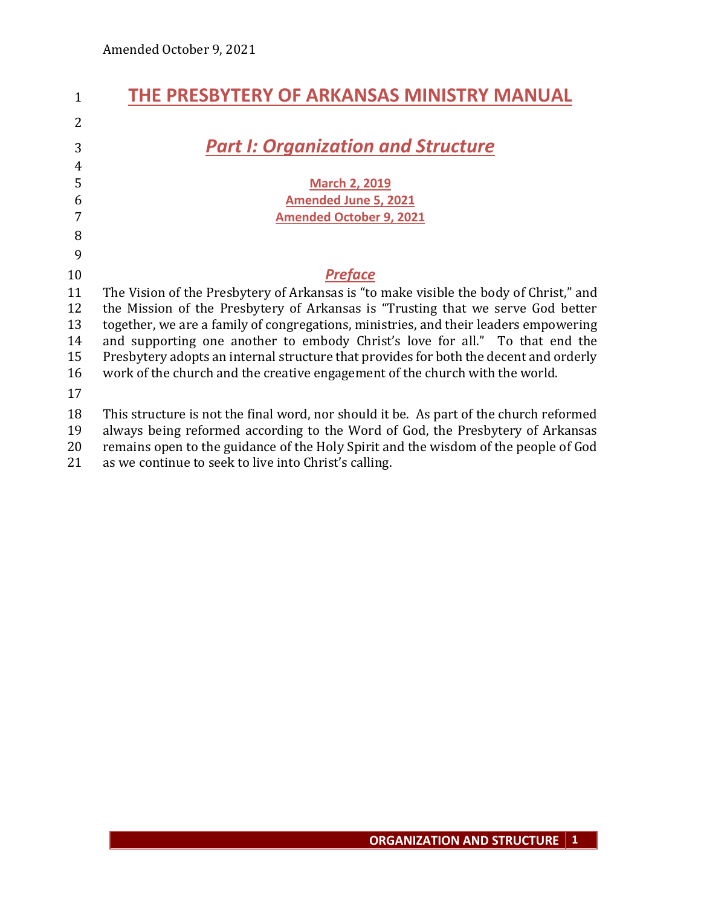# THE PRESBYTERY OF ARKANSAS MINISTRY MANUAL

## *Part I: Organization and Structure*

**March 2, 2019**
**Amended June 5, 2021**
**Amended October 9, 2021**

### *Preface*

The Vision of the Presbytery of Arkansas is "to make visible the body of Christ," and the Mission of the Presbytery of Arkansas is "Trusting that we serve God better together, we are a family of congregations, ministries, and their leaders empowering and supporting one another to embody Christ's love for all." To that end the Presbytery adopts an internal structure that provides for both the decent and orderly work of the church and the creative engagement of the church with the world.

This structure is not the final word, nor should it be. As part of the church reformed always being reformed according to the Word of God, the Presbytery of Arkansas remains open to the guidance of the Holy Spirit and the wisdom of the people of God as we continue to seek to live into Christ's calling.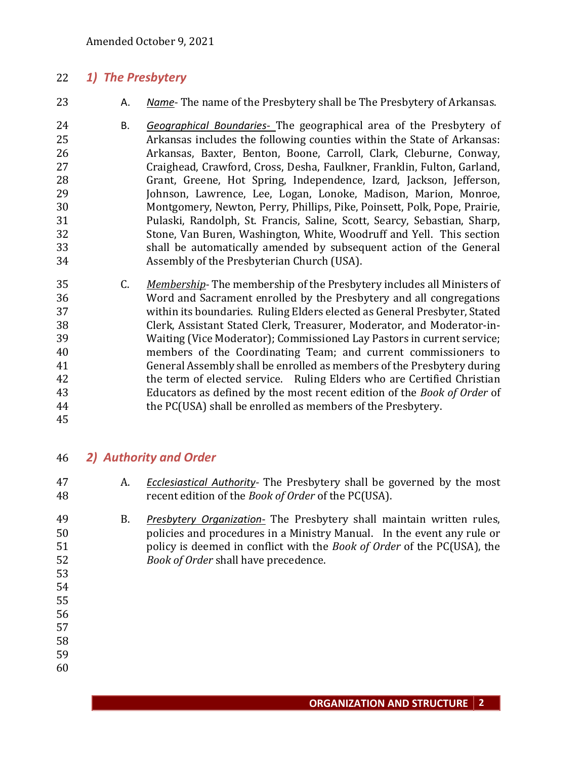## 1) The Presbytery

A. *Name*- The name of the Presbytery shall be The Presbytery of Arkansas.

B. *Geographical Boundaries-* The geographical area of the Presbytery of Arkansas includes the following counties within the State of Arkansas: Arkansas, Baxter, Benton, Boone, Carroll, Clark, Cleburne, Conway, Craighead, Crawford, Cross, Desha, Faulkner, Franklin, Fulton, Garland, Grant, Greene, Hot Spring, Independence, Izard, Jackson, Jefferson, Johnson, Lawrence, Lee, Logan, Lonoke, Madison, Marion, Monroe, Montgomery, Newton, Perry, Phillips, Pike, Poinsett, Polk, Pope, Prairie, Pulaski, Randolph, St. Francis, Saline, Scott, Searcy, Sebastian, Sharp, Stone, Van Buren, Washington, White, Woodruff and Yell. This section shall be automatically amended by subsequent action of the General Assembly of the Presbyterian Church (USA).

C. *Membership*- The membership of the Presbytery includes all Ministers of Word and Sacrament enrolled by the Presbytery and all congregations within its boundaries. Ruling Elders elected as General Presbyter, Stated Clerk, Assistant Stated Clerk, Treasurer, Moderator, and Moderator-in-Waiting (Vice Moderator); Commissioned Lay Pastors in current service; members of the Coordinating Team; and current commissioners to General Assembly shall be enrolled as members of the Presbytery during the term of elected service. Ruling Elders who are Certified Christian Educators as defined by the most recent edition of the *Book of Order* of the PC(USA) shall be enrolled as members of the Presbytery.

## 2) Authority and Order

A. *Ecclesiastical Authority*- The Presbytery shall be governed by the most recent edition of the *Book of Order* of the PC(USA).

B. *Presbytery Organization-* The Presbytery shall maintain written rules, policies and procedures in a Ministry Manual. In the event any rule or policy is deemed in conflict with the *Book of Order* of the PC(USA), the *Book of Order* shall have precedence.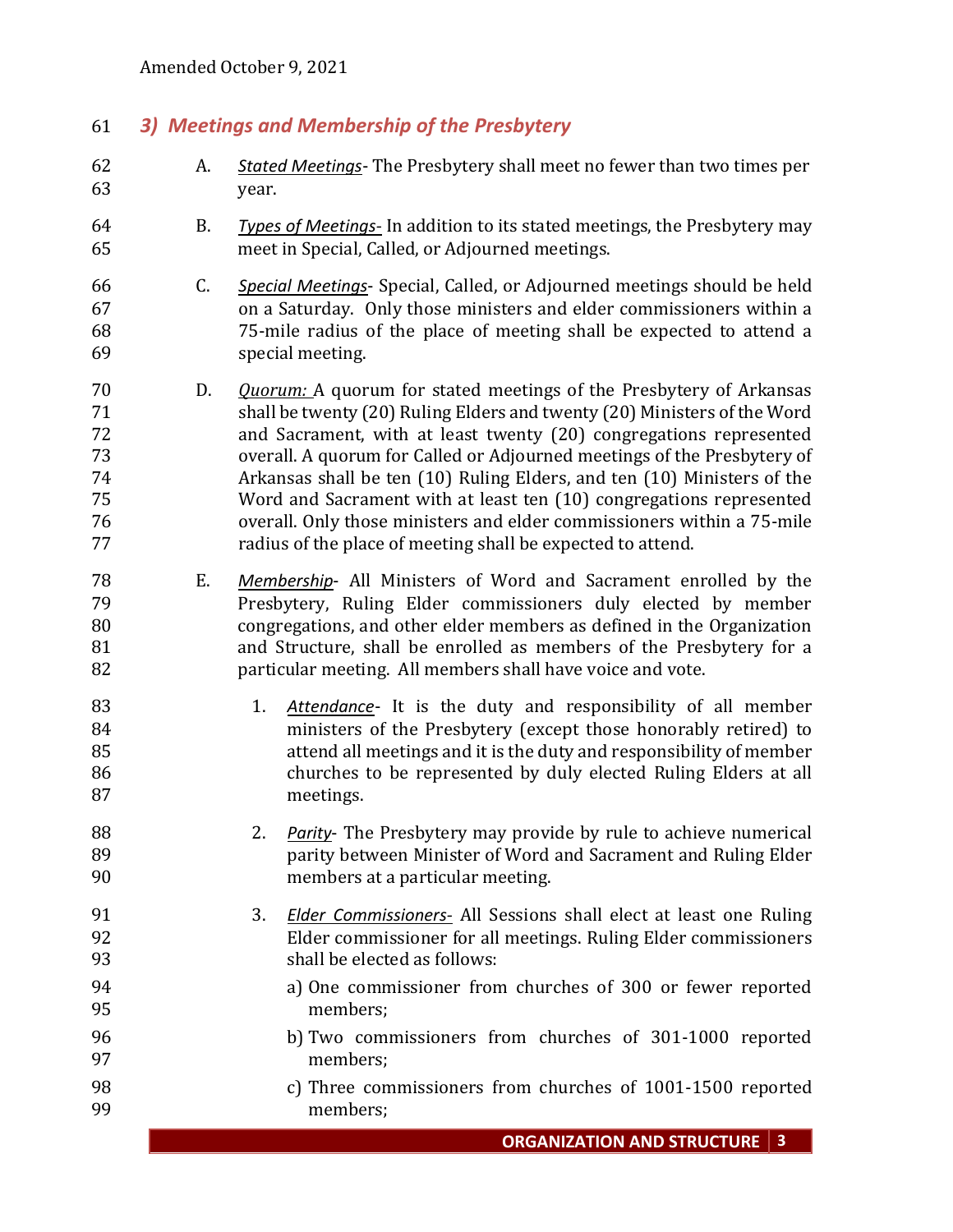### *3) Meetings and Membership of the Presbytery*

A. <u>*Stated Meetings*</u>- The Presbytery shall meet no fewer than two times per year.

B. <u>*Types of Meetings*</u>- In addition to its stated meetings, the Presbytery may meet in Special, Called, or Adjourned meetings.

C. <u>*Special Meetings*</u>- Special, Called, or Adjourned meetings should be held on a Saturday. Only those ministers and elder commissioners within a 75-mile radius of the place of meeting shall be expected to attend a special meeting.

D. <u>*Quorum:*</u> A quorum for stated meetings of the Presbytery of Arkansas shall be twenty (20) Ruling Elders and twenty (20) Ministers of the Word and Sacrament, with at least twenty (20) congregations represented overall. A quorum for Called or Adjourned meetings of the Presbytery of Arkansas shall be ten (10) Ruling Elders, and ten (10) Ministers of the Word and Sacrament with at least ten (10) congregations represented overall. Only those ministers and elder commissioners within a 75-mile radius of the place of meeting shall be expected to attend.

E. <u>*Membership*</u>- All Ministers of Word and Sacrament enrolled by the Presbytery, Ruling Elder commissioners duly elected by member congregations, and other elder members as defined in the Organization and Structure, shall be enrolled as members of the Presbytery for a particular meeting. All members shall have voice and vote.

1. <u>*Attendance*</u>- It is the duty and responsibility of all member ministers of the Presbytery (except those honorably retired) to attend all meetings and it is the duty and responsibility of member churches to be represented by duly elected Ruling Elders at all meetings.

2. <u>*Parity*</u>- The Presbytery may provide by rule to achieve numerical parity between Minister of Word and Sacrament and Ruling Elder members at a particular meeting.

3. <u>*Elder Commissioners*</u>- All Sessions shall elect at least one Ruling Elder commissioner for all meetings. Ruling Elder commissioners shall be elected as follows:

    a) One commissioner from churches of 300 or fewer reported members;

    b) Two commissioners from churches of 301-1000 reported members;

    c) Three commissioners from churches of 1001-1500 reported members;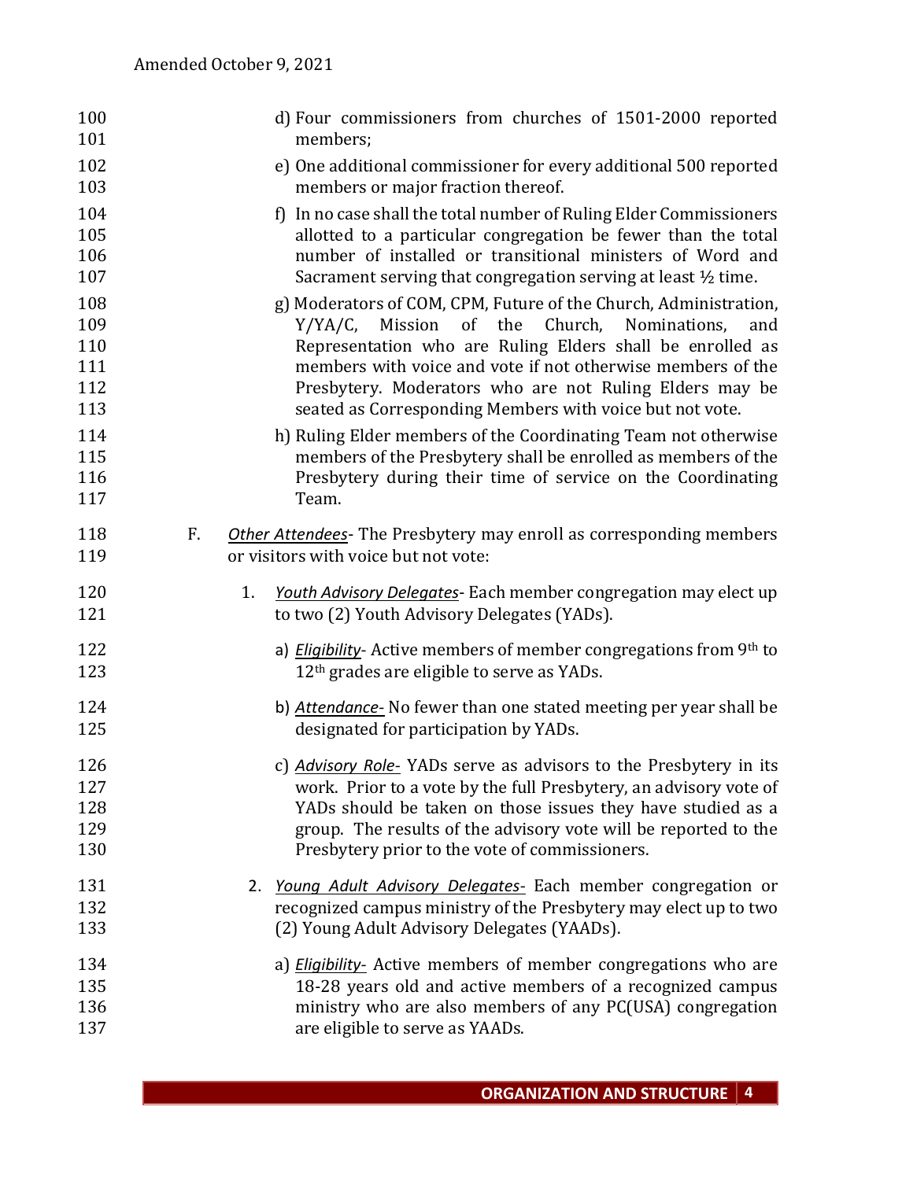d) Four commissioners from churches of 1501-2000 reported members;

e) One additional commissioner for every additional 500 reported members or major fraction thereof.

f) In no case shall the total number of Ruling Elder Commissioners allotted to a particular congregation be fewer than the total number of installed or transitional ministers of Word and Sacrament serving that congregation serving at least ½ time.

g) Moderators of COM, CPM, Future of the Church, Administration, Y/YA/C, Mission of the Church, Nominations, and Representation who are Ruling Elders shall be enrolled as members with voice and vote if not otherwise members of the Presbytery. Moderators who are not Ruling Elders may be seated as Corresponding Members with voice but not vote.

h) Ruling Elder members of the Coordinating Team not otherwise members of the Presbytery shall be enrolled as members of the Presbytery during their time of service on the Coordinating Team.

F. *__Other Attendees__*- The Presbytery may enroll as corresponding members or visitors with voice but not vote:

1. *__Youth Advisory Delegates__*- Each member congregation may elect up to two (2) Youth Advisory Delegates (YADs).

   a) *__Eligibility__*- Active members of member congregations from 9th to 12th grades are eligible to serve as YADs.

   b) *__Attendance-__* No fewer than one stated meeting per year shall be designated for participation by YADs.

   c) *__Advisory Role-__* YADs serve as advisors to the Presbytery in its work. Prior to a vote by the full Presbytery, an advisory vote of YADs should be taken on those issues they have studied as a group. The results of the advisory vote will be reported to the Presbytery prior to the vote of commissioners.

2. *__Young Adult Advisory Delegates-__* Each member congregation or recognized campus ministry of the Presbytery may elect up to two (2) Young Adult Advisory Delegates (YAADs).

   a) *__Eligibility-__* Active members of member congregations who are 18-28 years old and active members of a recognized campus ministry who are also members of any PC(USA) congregation are eligible to serve as YAADs.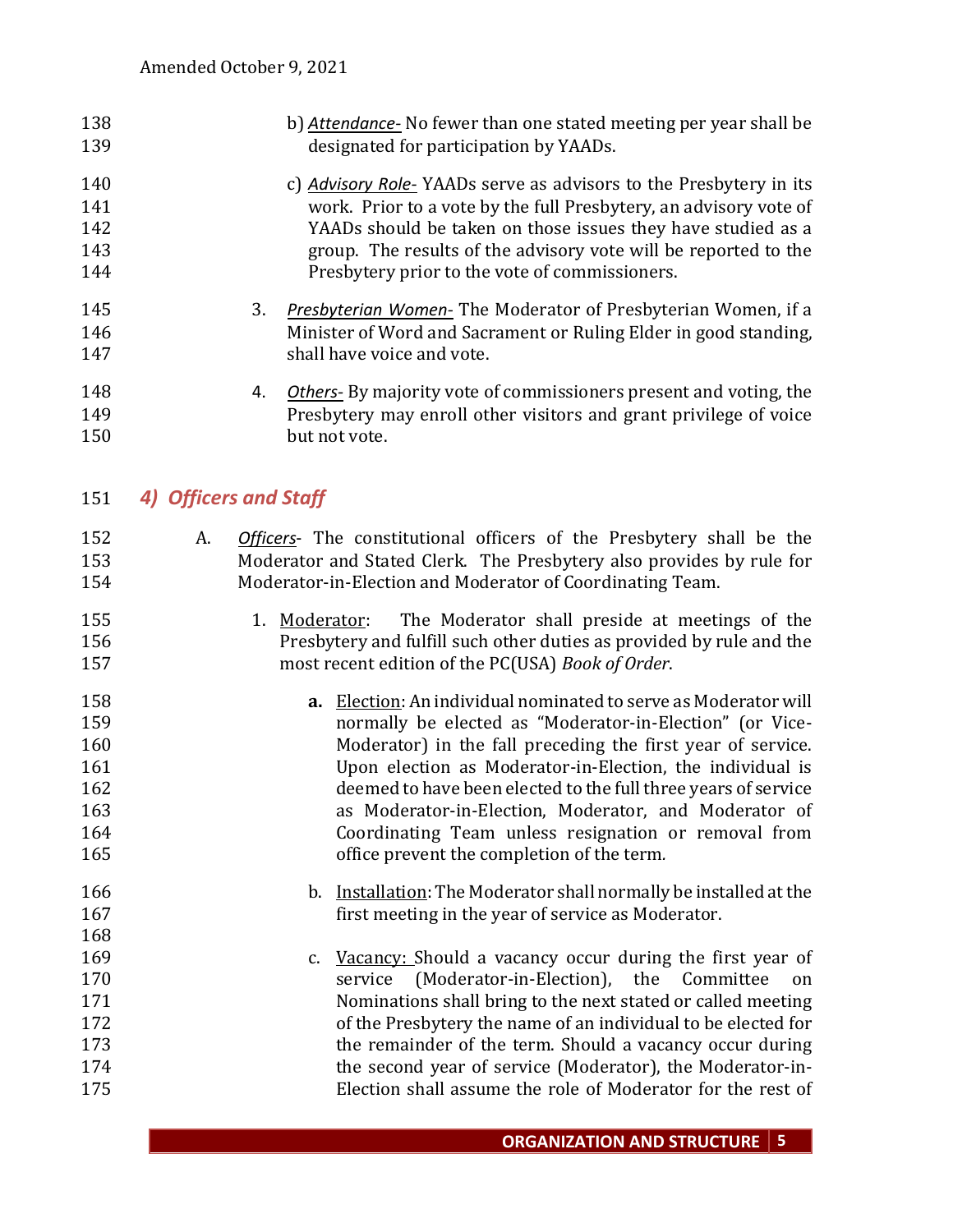b) *Attendance-* No fewer than one stated meeting per year shall be designated for participation by YAADs.

c) *Advisory Role-* YAADs serve as advisors to the Presbytery in its work. Prior to a vote by the full Presbytery, an advisory vote of YAADs should be taken on those issues they have studied as a group. The results of the advisory vote will be reported to the Presbytery prior to the vote of commissioners.

3. *Presbyterian Women-* The Moderator of Presbyterian Women, if a Minister of Word and Sacrament or Ruling Elder in good standing, shall have voice and vote.

4. *Others-* By majority vote of commissioners present and voting, the Presbytery may enroll other visitors and grant privilege of voice but not vote.

## 4) Officers and Staff

A. *Officers-* The constitutional officers of the Presbytery shall be the Moderator and Stated Clerk. The Presbytery also provides by rule for Moderator-in-Election and Moderator of Coordinating Team.

1. Moderator: The Moderator shall preside at meetings of the Presbytery and fulfill such other duties as provided by rule and the most recent edition of the PC(USA) *Book of Order*.

**a.** Election: An individual nominated to serve as Moderator will normally be elected as "Moderator-in-Election" (or Vice-Moderator) in the fall preceding the first year of service. Upon election as Moderator-in-Election, the individual is deemed to have been elected to the full three years of service as Moderator-in-Election, Moderator, and Moderator of Coordinating Team unless resignation or removal from office prevent the completion of the term.

b. Installation: The Moderator shall normally be installed at the first meeting in the year of service as Moderator.

c. Vacancy: Should a vacancy occur during the first year of service (Moderator-in-Election), the Committee on Nominations shall bring to the next stated or called meeting of the Presbytery the name of an individual to be elected for the remainder of the term. Should a vacancy occur during the second year of service (Moderator), the Moderator-in-Election shall assume the role of Moderator for the rest of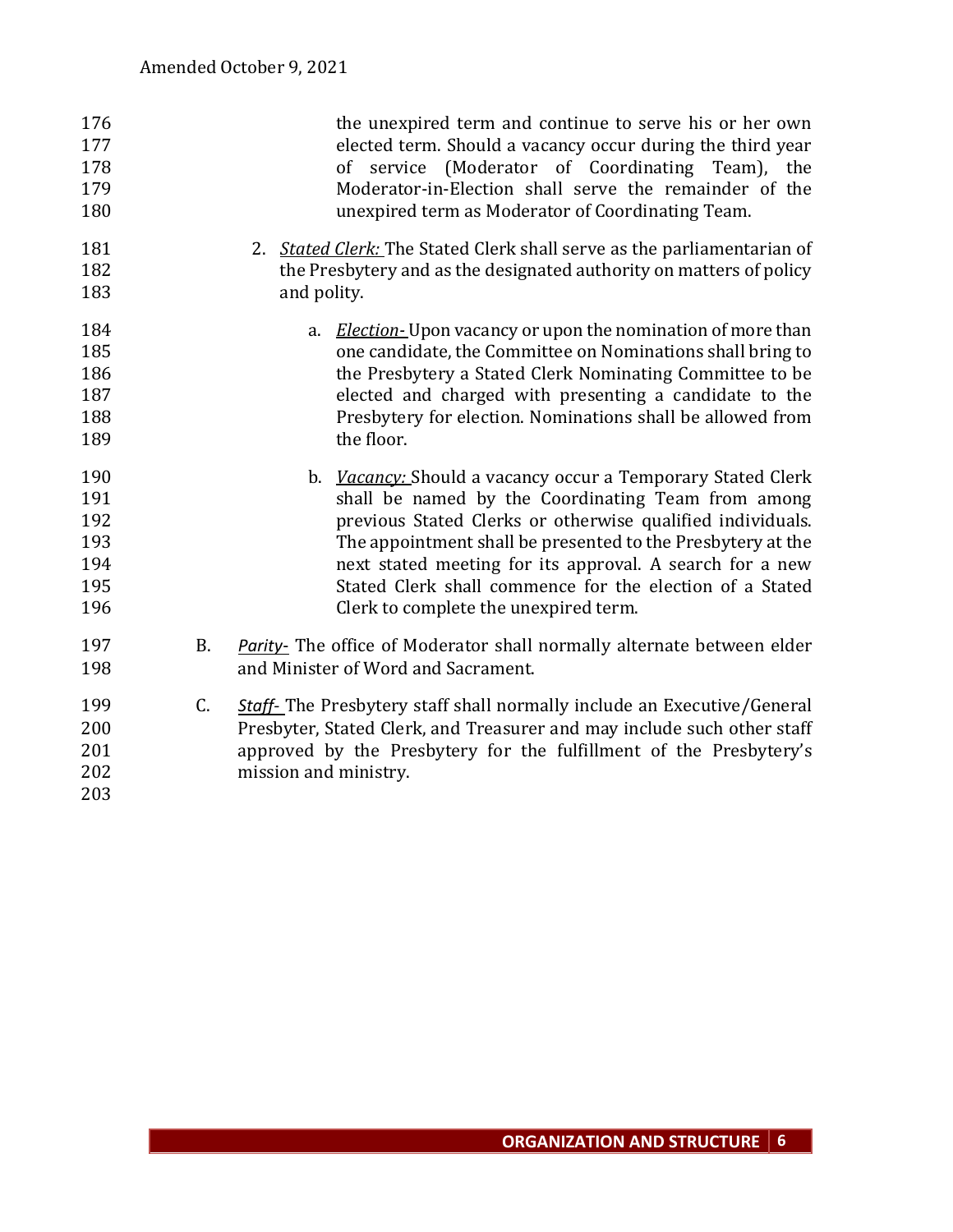the unexpired term and continue to serve his or her own elected term. Should a vacancy occur during the third year of service (Moderator of Coordinating Team), the Moderator-in-Election shall serve the remainder of the unexpired term as Moderator of Coordinating Team.

2. *Stated Clerk:* The Stated Clerk shall serve as the parliamentarian of the Presbytery and as the designated authority on matters of policy and polity.

   a. *Election-* Upon vacancy or upon the nomination of more than one candidate, the Committee on Nominations shall bring to the Presbytery a Stated Clerk Nominating Committee to be elected and charged with presenting a candidate to the Presbytery for election. Nominations shall be allowed from the floor.

   b. *Vacancy:* Should a vacancy occur a Temporary Stated Clerk shall be named by the Coordinating Team from among previous Stated Clerks or otherwise qualified individuals. The appointment shall be presented to the Presbytery at the next stated meeting for its approval. A search for a new Stated Clerk shall commence for the election of a Stated Clerk to complete the unexpired term.

B. *Parity-* The office of Moderator shall normally alternate between elder and Minister of Word and Sacrament.

C. *Staff-* The Presbytery staff shall normally include an Executive/General Presbyter, Stated Clerk, and Treasurer and may include such other staff approved by the Presbytery for the fulfillment of the Presbytery's mission and ministry.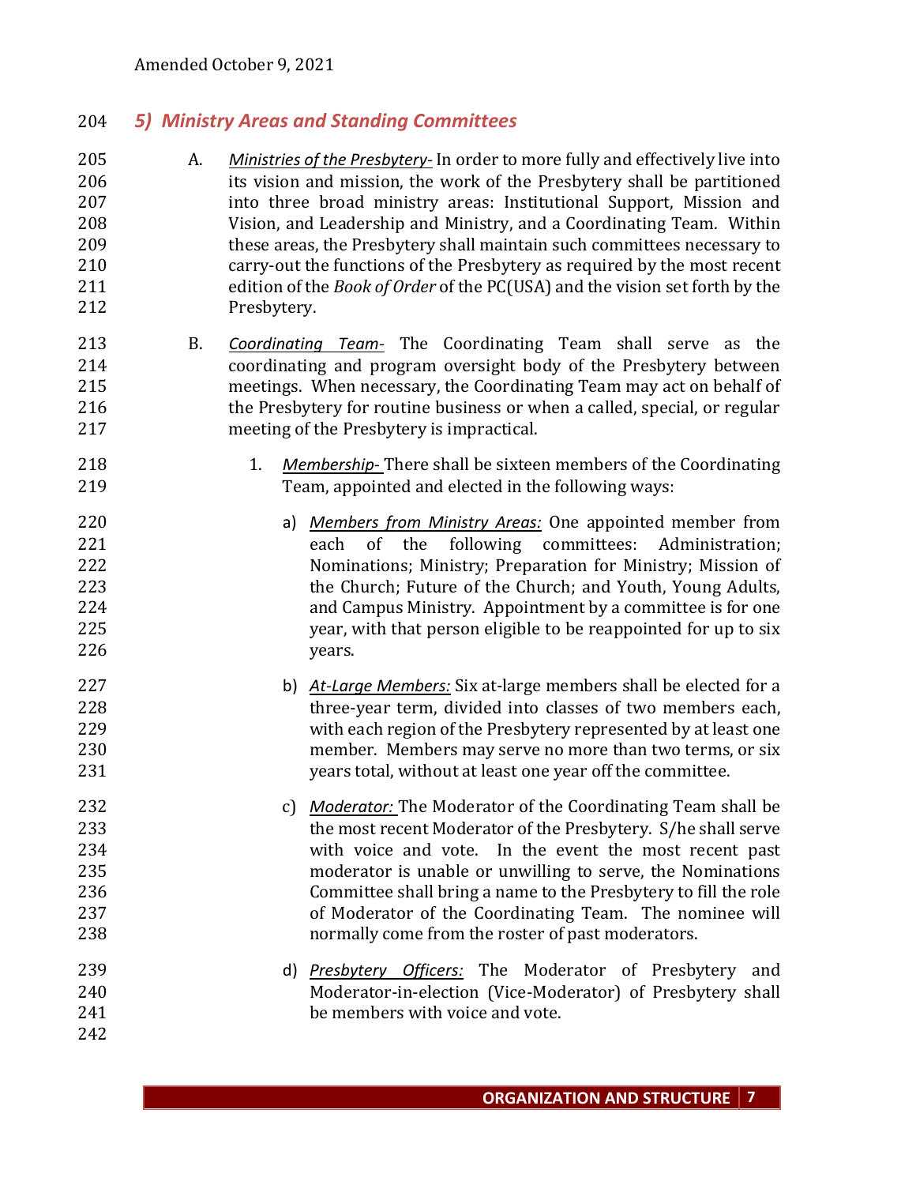## *5) Ministry Areas and Standing Committees*

A. *Ministries of the Presbytery-* In order to more fully and effectively live into its vision and mission, the work of the Presbytery shall be partitioned into three broad ministry areas: Institutional Support, Mission and Vision, and Leadership and Ministry, and a Coordinating Team. Within these areas, the Presbytery shall maintain such committees necessary to carry-out the functions of the Presbytery as required by the most recent edition of the *Book of Order* of the PC(USA) and the vision set forth by the Presbytery.

B. *Coordinating Team-* The Coordinating Team shall serve as the coordinating and program oversight body of the Presbytery between meetings. When necessary, the Coordinating Team may act on behalf of the Presbytery for routine business or when a called, special, or regular meeting of the Presbytery is impractical.

1. *Membership-* There shall be sixteen members of the Coordinating Team, appointed and elected in the following ways:

   a) *Members from Ministry Areas:* One appointed member from each of the following committees: Administration; Nominations; Ministry; Preparation for Ministry; Mission of the Church; Future of the Church; and Youth, Young Adults, and Campus Ministry. Appointment by a committee is for one year, with that person eligible to be reappointed for up to six years.

   b) *At-Large Members:* Six at-large members shall be elected for a three-year term, divided into classes of two members each, with each region of the Presbytery represented by at least one member. Members may serve no more than two terms, or six years total, without at least one year off the committee.

   c) *Moderator:* The Moderator of the Coordinating Team shall be the most recent Moderator of the Presbytery. S/he shall serve with voice and vote. In the event the most recent past moderator is unable or unwilling to serve, the Nominations Committee shall bring a name to the Presbytery to fill the role of Moderator of the Coordinating Team. The nominee will normally come from the roster of past moderators.

   d) *Presbytery Officers:* The Moderator of Presbytery and Moderator-in-election (Vice-Moderator) of Presbytery shall be members with voice and vote.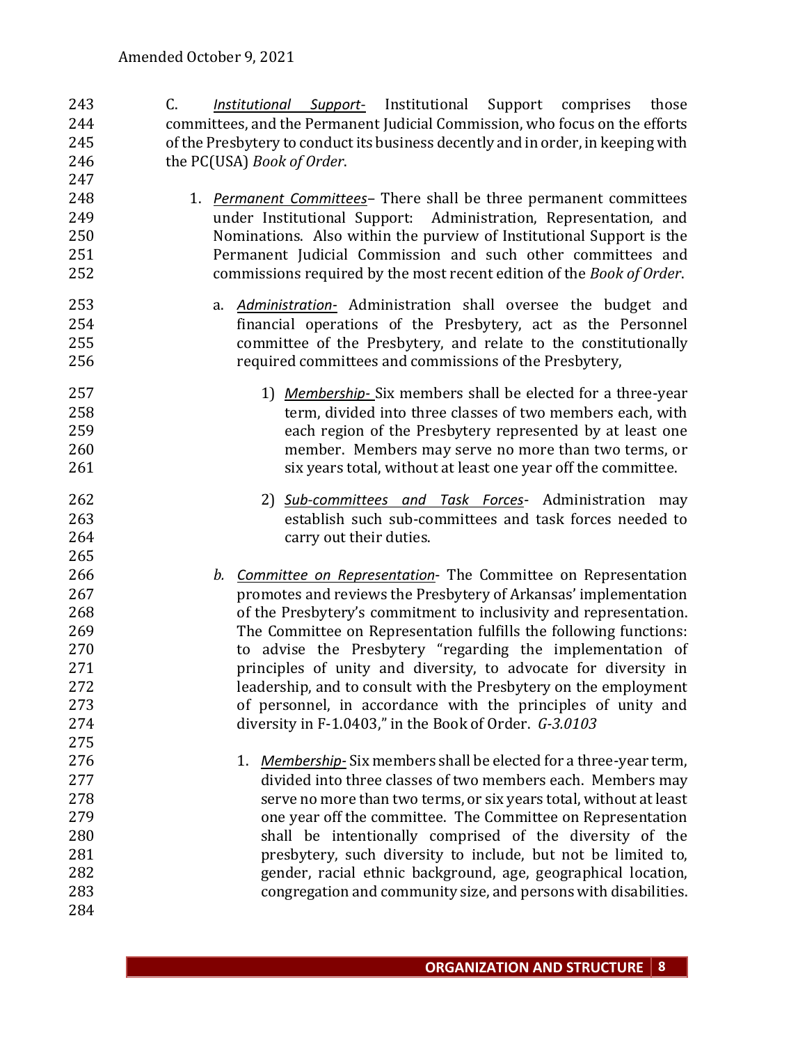C. *Institutional Support-* Institutional Support comprises those committees, and the Permanent Judicial Commission, who focus on the efforts of the Presbytery to conduct its business decently and in order, in keeping with the PC(USA) *Book of Order*.

1. *Permanent Committees*– There shall be three permanent committees under Institutional Support: Administration, Representation, and Nominations. Also within the purview of Institutional Support is the Permanent Judicial Commission and such other committees and commissions required by the most recent edition of the *Book of Order*.

    a. *Administration-* Administration shall oversee the budget and financial operations of the Presbytery, act as the Personnel committee of the Presbytery, and relate to the constitutionally required committees and commissions of the Presbytery,

        1) *Membership-* Six members shall be elected for a three-year term, divided into three classes of two members each, with each region of the Presbytery represented by at least one member. Members may serve no more than two terms, or six years total, without at least one year off the committee.

        2) *Sub-committees and Task Forces*- Administration may establish such sub-committees and task forces needed to carry out their duties.

    *b.* *Committee on Representation*- The Committee on Representation promotes and reviews the Presbytery of Arkansas' implementation of the Presbytery's commitment to inclusivity and representation. The Committee on Representation fulfills the following functions: to advise the Presbytery "regarding the implementation of principles of unity and diversity, to advocate for diversity in leadership, and to consult with the Presbytery on the employment of personnel, in accordance with the principles of unity and diversity in F-1.0403," in the Book of Order. *G-3.0103*

        1. *Membership-* Six members shall be elected for a three-year term, divided into three classes of two members each. Members may serve no more than two terms, or six years total, without at least one year off the committee. The Committee on Representation shall be intentionally comprised of the diversity of the presbytery, such diversity to include, but not be limited to, gender, racial ethnic background, age, geographical location, congregation and community size, and persons with disabilities.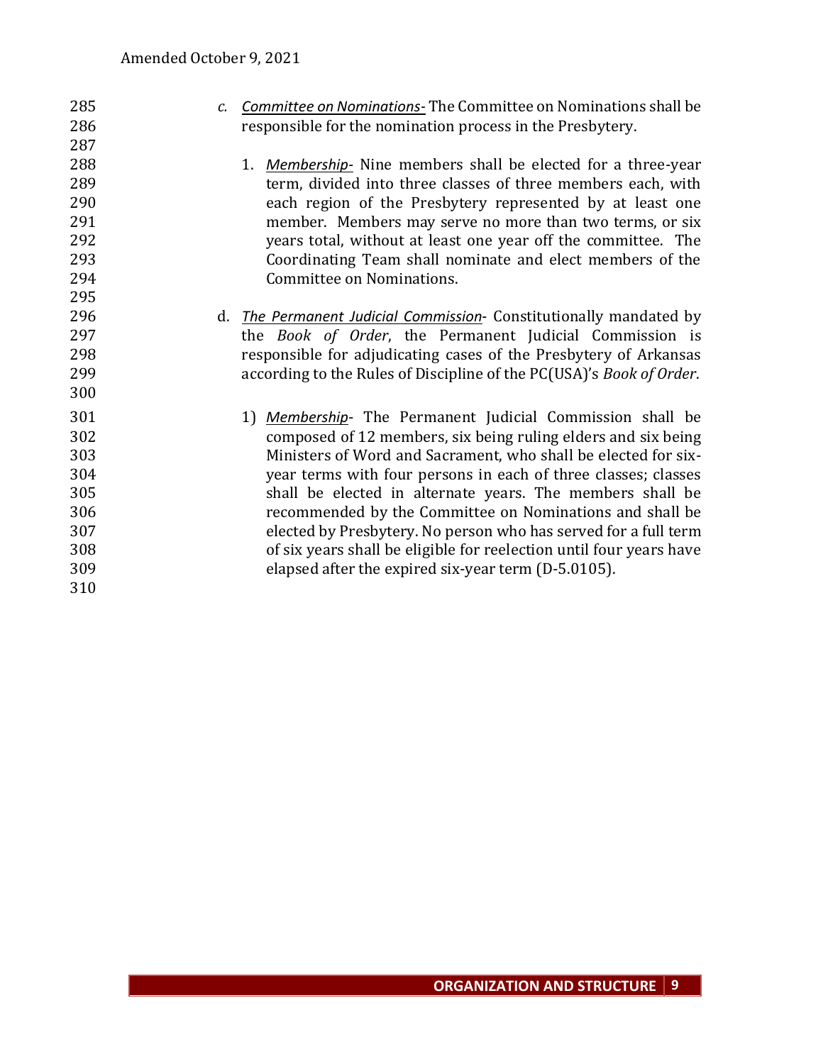c. *Committee on Nominations-* The Committee on Nominations shall be responsible for the nomination process in the Presbytery.

   1. *Membership-* Nine members shall be elected for a three-year term, divided into three classes of three members each, with each region of the Presbytery represented by at least one member. Members may serve no more than two terms, or six years total, without at least one year off the committee. The Coordinating Team shall nominate and elect members of the Committee on Nominations.

d. *The Permanent Judicial Commission-* Constitutionally mandated by the *Book of Order*, the Permanent Judicial Commission is responsible for adjudicating cases of the Presbytery of Arkansas according to the Rules of Discipline of the PC(USA)'s *Book of Order*.

   1) *Membership-* The Permanent Judicial Commission shall be composed of 12 members, six being ruling elders and six being Ministers of Word and Sacrament, who shall be elected for six-year terms with four persons in each of three classes; classes shall be elected in alternate years. The members shall be recommended by the Committee on Nominations and shall be elected by Presbytery. No person who has served for a full term of six years shall be eligible for reelection until four years have elapsed after the expired six-year term (D-5.0105).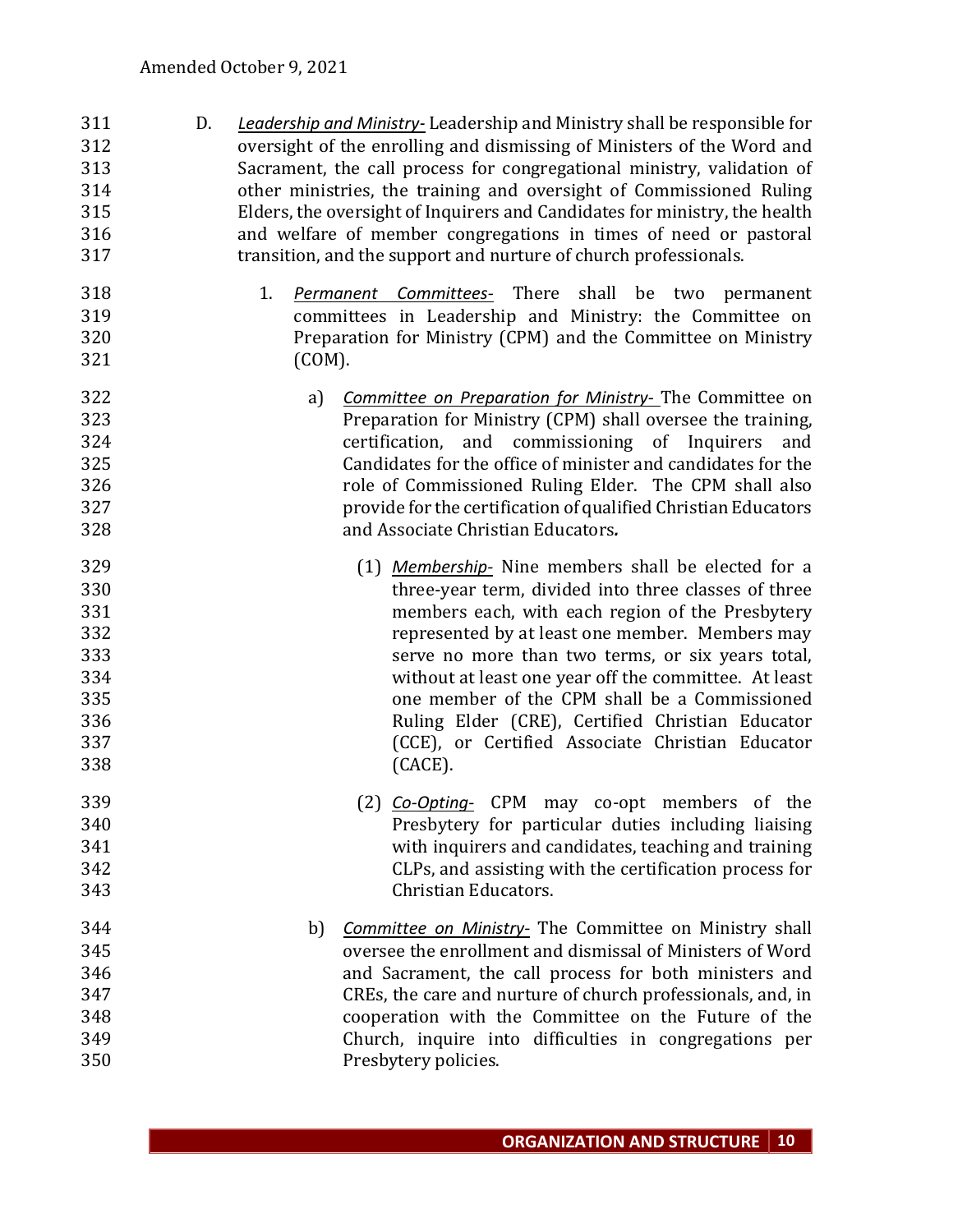D. *Leadership and Ministry-* Leadership and Ministry shall be responsible for oversight of the enrolling and dismissing of Ministers of the Word and Sacrament, the call process for congregational ministry, validation of other ministries, the training and oversight of Commissioned Ruling Elders, the oversight of Inquirers and Candidates for ministry, the health and welfare of member congregations in times of need or pastoral transition, and the support and nurture of church professionals.

1. *Permanent Committees-* There shall be two permanent committees in Leadership and Ministry: the Committee on Preparation for Ministry (CPM) and the Committee on Ministry (COM).

    a) *Committee on Preparation for Ministry-* The Committee on Preparation for Ministry (CPM) shall oversee the training, certification, and commissioning of Inquirers and Candidates for the office of minister and candidates for the role of Commissioned Ruling Elder. The CPM shall also provide for the certification of qualified Christian Educators and Associate Christian Educators.

        (1) *Membership-* Nine members shall be elected for a three-year term, divided into three classes of three members each, with each region of the Presbytery represented by at least one member. Members may serve no more than two terms, or six years total, without at least one year off the committee. At least one member of the CPM shall be a Commissioned Ruling Elder (CRE), Certified Christian Educator (CCE), or Certified Associate Christian Educator (CACE).

        (2) *Co-Opting-* CPM may co-opt members of the Presbytery for particular duties including liaising with inquirers and candidates, teaching and training CLPs, and assisting with the certification process for Christian Educators.

    b) *Committee on Ministry-* The Committee on Ministry shall oversee the enrollment and dismissal of Ministers of Word and Sacrament, the call process for both ministers and CREs, the care and nurture of church professionals, and, in cooperation with the Committee on the Future of the Church, inquire into difficulties in congregations per Presbytery policies.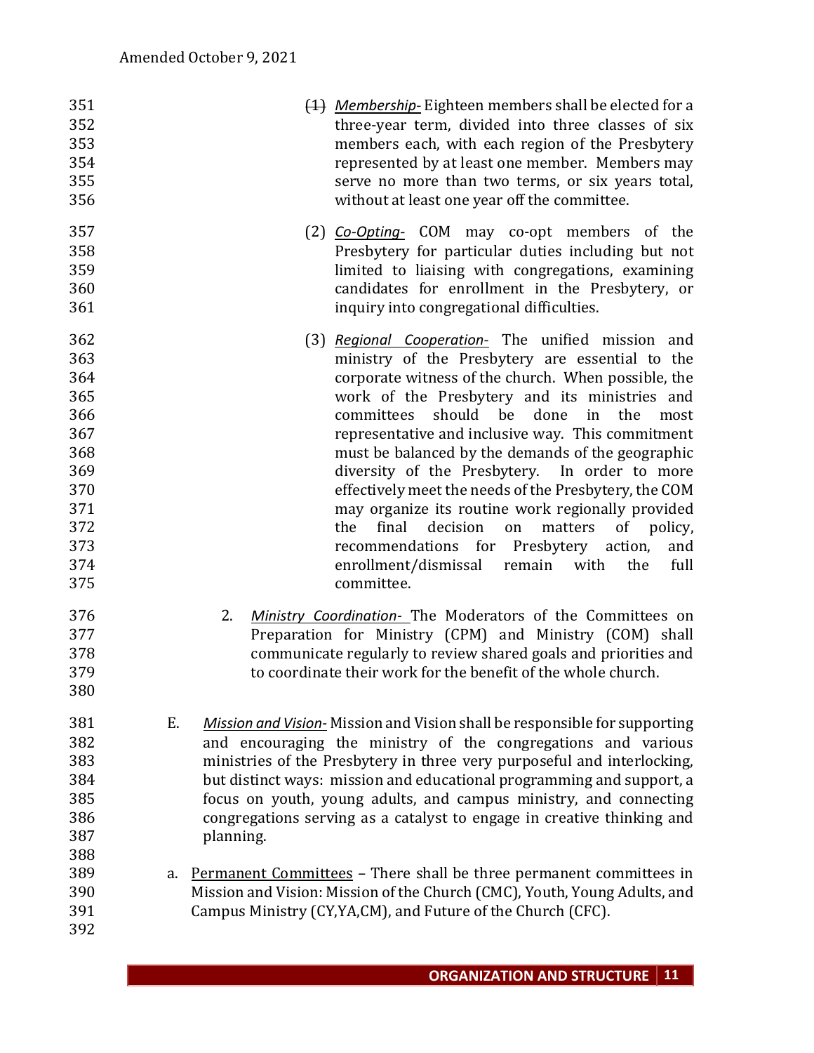(1) *Membership-* Eighteen members shall be elected for a three-year term, divided into three classes of six members each, with each region of the Presbytery represented by at least one member. Members may serve no more than two terms, or six years total, without at least one year off the committee.

(2) *Co-Opting-* COM may co-opt members of the Presbytery for particular duties including but not limited to liaising with congregations, examining candidates for enrollment in the Presbytery, or inquiry into congregational difficulties.

(3) *Regional Cooperation-* The unified mission and ministry of the Presbytery are essential to the corporate witness of the church. When possible, the work of the Presbytery and its ministries and committees should be done in the most representative and inclusive way. This commitment must be balanced by the demands of the geographic diversity of the Presbytery. In order to more effectively meet the needs of the Presbytery, the COM may organize its routine work regionally provided the final decision on matters of policy, recommendations for Presbytery action, and enrollment/dismissal remain with the full committee.

2. *Ministry Coordination-* The Moderators of the Committees on Preparation for Ministry (CPM) and Ministry (COM) shall communicate regularly to review shared goals and priorities and to coordinate their work for the benefit of the whole church.

E. *Mission and Vision-* Mission and Vision shall be responsible for supporting and encouraging the ministry of the congregations and various ministries of the Presbytery in three very purposeful and interlocking, but distinct ways: mission and educational programming and support, a focus on youth, young adults, and campus ministry, and connecting congregations serving as a catalyst to engage in creative thinking and planning.

a. Permanent Committees – There shall be three permanent committees in Mission and Vision: Mission of the Church (CMC), Youth, Young Adults, and Campus Ministry (CY,YA,CM), and Future of the Church (CFC).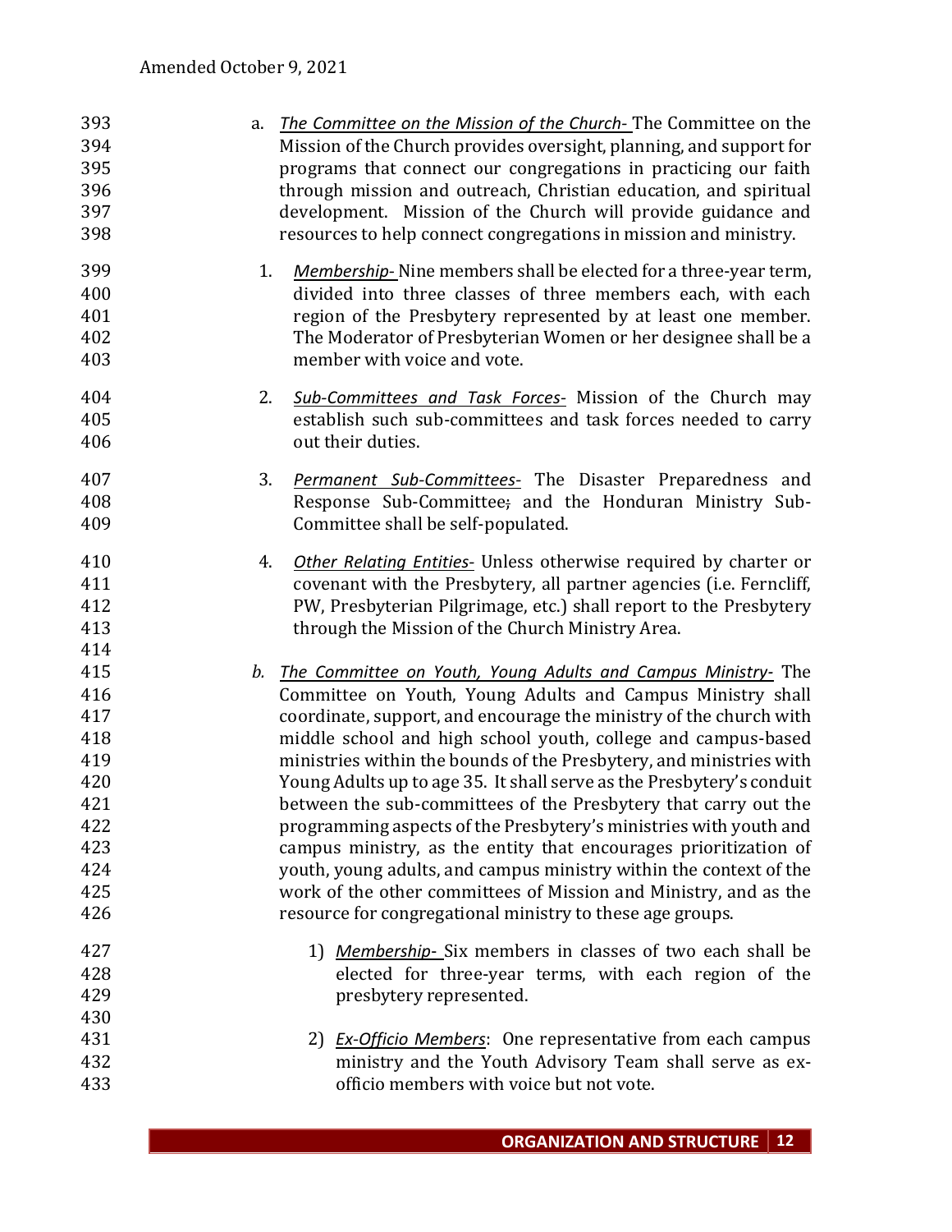a. *The Committee on the Mission of the Church-* The Committee on the Mission of the Church provides oversight, planning, and support for programs that connect our congregations in practicing our faith through mission and outreach, Christian education, and spiritual development. Mission of the Church will provide guidance and resources to help connect congregations in mission and ministry.

1. *Membership-* Nine members shall be elected for a three-year term, divided into three classes of three members each, with each region of the Presbytery represented by at least one member. The Moderator of Presbyterian Women or her designee shall be a member with voice and vote.

2. *Sub-Committees and Task Forces-* Mission of the Church may establish such sub-committees and task forces needed to carry out their duties.

3. *Permanent Sub-Committees-* The Disaster Preparedness and Response Sub-Committee~~;~~ and the Honduran Ministry Sub-Committee shall be self-populated.

4. *Other Relating Entities-* Unless otherwise required by charter or covenant with the Presbytery, all partner agencies (i.e. Ferncliff, PW, Presbyterian Pilgrimage, etc.) shall report to the Presbytery through the Mission of the Church Ministry Area.

*b.* *The Committee on Youth, Young Adults and Campus Ministry-* The Committee on Youth, Young Adults and Campus Ministry shall coordinate, support, and encourage the ministry of the church with middle school and high school youth, college and campus-based ministries within the bounds of the Presbytery, and ministries with Young Adults up to age 35. It shall serve as the Presbytery's conduit between the sub-committees of the Presbytery that carry out the programming aspects of the Presbytery's ministries with youth and campus ministry, as the entity that encourages prioritization of youth, young adults, and campus ministry within the context of the work of the other committees of Mission and Ministry, and as the resource for congregational ministry to these age groups.

1) *Membership-* Six members in classes of two each shall be elected for three-year terms, with each region of the presbytery represented.

2) *Ex-Officio Members*: One representative from each campus ministry and the Youth Advisory Team shall serve as ex-officio members with voice but not vote.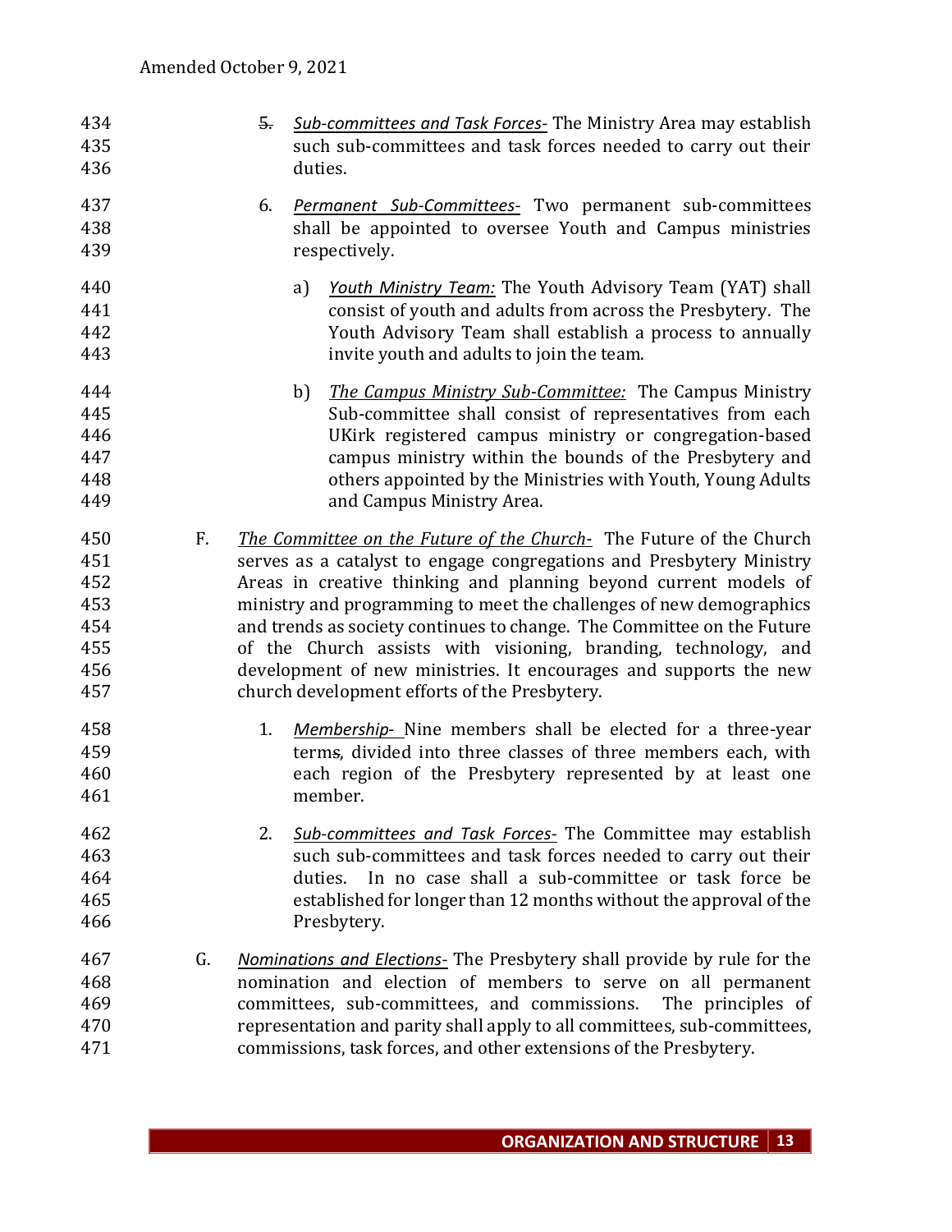5. *Sub-committees and Task Forces-* The Ministry Area may establish such sub-committees and task forces needed to carry out their duties.

6. *Permanent Sub-Committees-* Two permanent sub-committees shall be appointed to oversee Youth and Campus ministries respectively.

   a) *Youth Ministry Team:* The Youth Advisory Team (YAT) shall consist of youth and adults from across the Presbytery. The Youth Advisory Team shall establish a process to annually invite youth and adults to join the team.

   b) *The Campus Ministry Sub-Committee:* The Campus Ministry Sub-committee shall consist of representatives from each UKirk registered campus ministry or congregation-based campus ministry within the bounds of the Presbytery and others appointed by the Ministries with Youth, Young Adults and Campus Ministry Area.

F. *The Committee on the Future of the Church-* The Future of the Church serves as a catalyst to engage congregations and Presbytery Ministry Areas in creative thinking and planning beyond current models of ministry and programming to meet the challenges of new demographics and trends as society continues to change. The Committee on the Future of the Church assists with visioning, branding, technology, and development of new ministries. It encourages and supports the new church development efforts of the Presbytery.

1. *Membership-* Nine members shall be elected for a three-year terms, divided into three classes of three members each, with each region of the Presbytery represented by at least one member.

2. *Sub-committees and Task Forces-* The Committee may establish such sub-committees and task forces needed to carry out their duties. In no case shall a sub-committee or task force be established for longer than 12 months without the approval of the Presbytery.

G. *Nominations and Elections-* The Presbytery shall provide by rule for the nomination and election of members to serve on all permanent committees, sub-committees, and commissions. The principles of representation and parity shall apply to all committees, sub-committees, commissions, task forces, and other extensions of the Presbytery.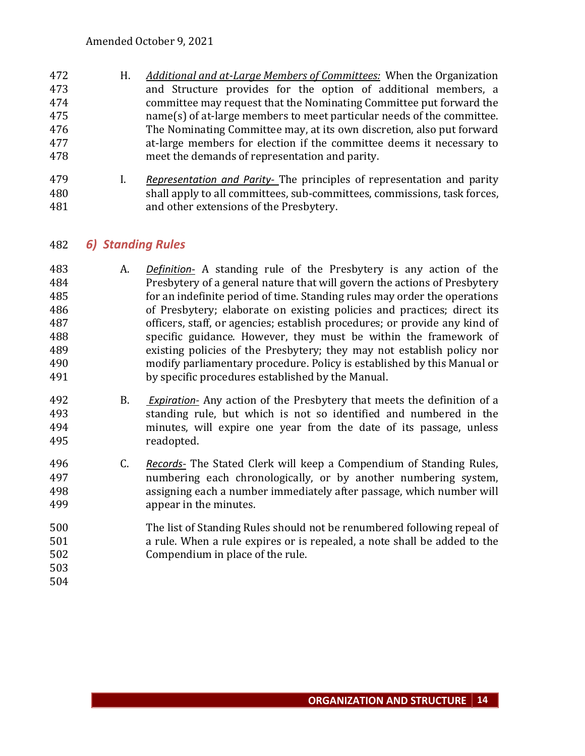H. *Additional and at-Large Members of Committees:* When the Organization and Structure provides for the option of additional members, a committee may request that the Nominating Committee put forward the name(s) of at-large members to meet particular needs of the committee. The Nominating Committee may, at its own discretion, also put forward at-large members for election if the committee deems it necessary to meet the demands of representation and parity.

I. *Representation and Parity-* The principles of representation and parity shall apply to all committees, sub-committees, commissions, task forces, and other extensions of the Presbytery.

## 6) Standing Rules

A. *Definition-* A standing rule of the Presbytery is any action of the Presbytery of a general nature that will govern the actions of Presbytery for an indefinite period of time. Standing rules may order the operations of Presbytery; elaborate on existing policies and practices; direct its officers, staff, or agencies; establish procedures; or provide any kind of specific guidance. However, they must be within the framework of existing policies of the Presbytery; they may not establish policy nor modify parliamentary procedure. Policy is established by this Manual or by specific procedures established by the Manual.

B. *Expiration-* Any action of the Presbytery that meets the definition of a standing rule, but which is not so identified and numbered in the minutes, will expire one year from the date of its passage, unless readopted.

C. *Records-* The Stated Clerk will keep a Compendium of Standing Rules, numbering each chronologically, or by another numbering system, assigning each a number immediately after passage, which number will appear in the minutes.

The list of Standing Rules should not be renumbered following repeal of a rule. When a rule expires or is repealed, a note shall be added to the Compendium in place of the rule.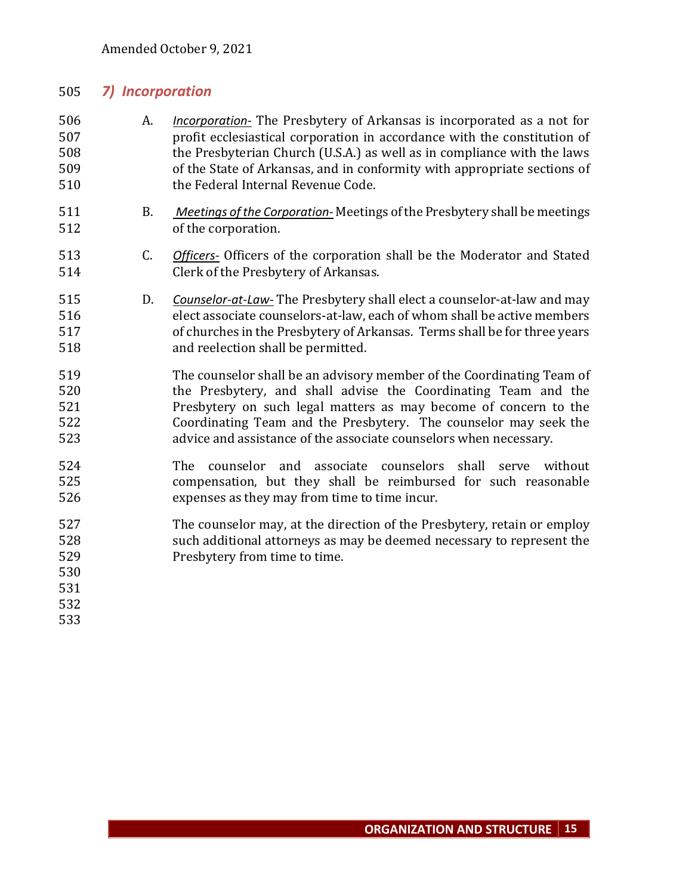## *7) Incorporation*

A. *Incorporation-* The Presbytery of Arkansas is incorporated as a not for profit ecclesiastical corporation in accordance with the constitution of the Presbyterian Church (U.S.A.) as well as in compliance with the laws of the State of Arkansas, and in conformity with appropriate sections of the Federal Internal Revenue Code.

B. *Meetings of the Corporation-* Meetings of the Presbytery shall be meetings of the corporation.

C. *Officers-* Officers of the corporation shall be the Moderator and Stated Clerk of the Presbytery of Arkansas.

D. *Counselor-at-Law-* The Presbytery shall elect a counselor-at-law and may elect associate counselors-at-law, each of whom shall be active members of churches in the Presbytery of Arkansas. Terms shall be for three years and reelection shall be permitted.

The counselor shall be an advisory member of the Coordinating Team of the Presbytery, and shall advise the Coordinating Team and the Presbytery on such legal matters as may become of concern to the Coordinating Team and the Presbytery. The counselor may seek the advice and assistance of the associate counselors when necessary.

The counselor and associate counselors shall serve without compensation, but they shall be reimbursed for such reasonable expenses as they may from time to time incur.

The counselor may, at the direction of the Presbytery, retain or employ such additional attorneys as may be deemed necessary to represent the Presbytery from time to time.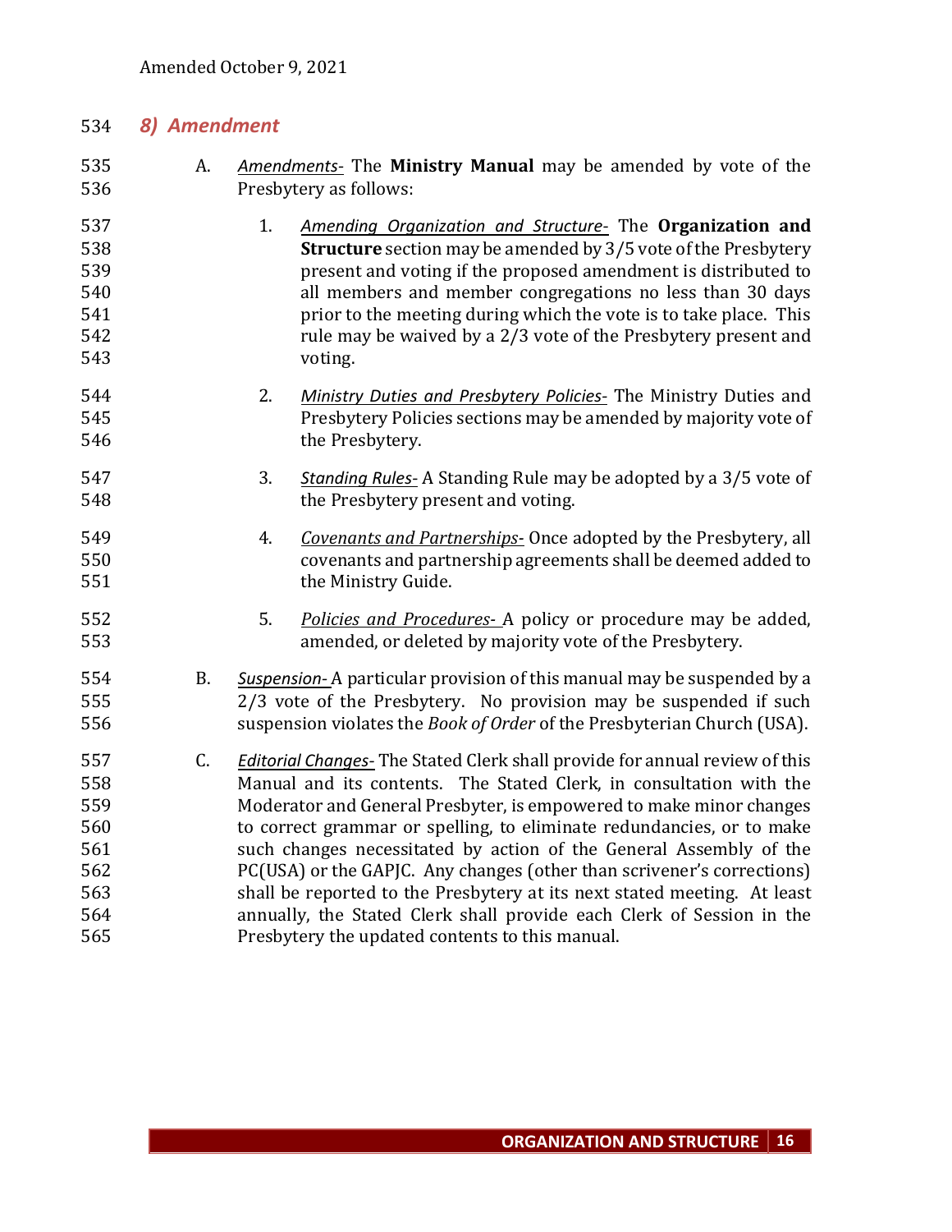## *8) Amendment*

A. *Amendments-* The **Ministry Manual** may be amended by vote of the Presbytery as follows:

1. *Amending Organization and Structure-* The **Organization and Structure** section may be amended by 3/5 vote of the Presbytery present and voting if the proposed amendment is distributed to all members and member congregations no less than 30 days prior to the meeting during which the vote is to take place. This rule may be waived by a 2/3 vote of the Presbytery present and voting.

2. *Ministry Duties and Presbytery Policies-* The Ministry Duties and Presbytery Policies sections may be amended by majority vote of the Presbytery.

3. *Standing Rules-* A Standing Rule may be adopted by a 3/5 vote of the Presbytery present and voting.

4. *Covenants and Partnerships-* Once adopted by the Presbytery, all covenants and partnership agreements shall be deemed added to the Ministry Guide.

5. *Policies and Procedures-* A policy or procedure may be added, amended, or deleted by majority vote of the Presbytery.

B. *Suspension-* A particular provision of this manual may be suspended by a 2/3 vote of the Presbytery. No provision may be suspended if such suspension violates the *Book of Order* of the Presbyterian Church (USA).

C. *Editorial Changes-* The Stated Clerk shall provide for annual review of this Manual and its contents. The Stated Clerk, in consultation with the Moderator and General Presbyter, is empowered to make minor changes to correct grammar or spelling, to eliminate redundancies, or to make such changes necessitated by action of the General Assembly of the PC(USA) or the GAPJC. Any changes (other than scrivener's corrections) shall be reported to the Presbytery at its next stated meeting. At least annually, the Stated Clerk shall provide each Clerk of Session in the Presbytery the updated contents to this manual.